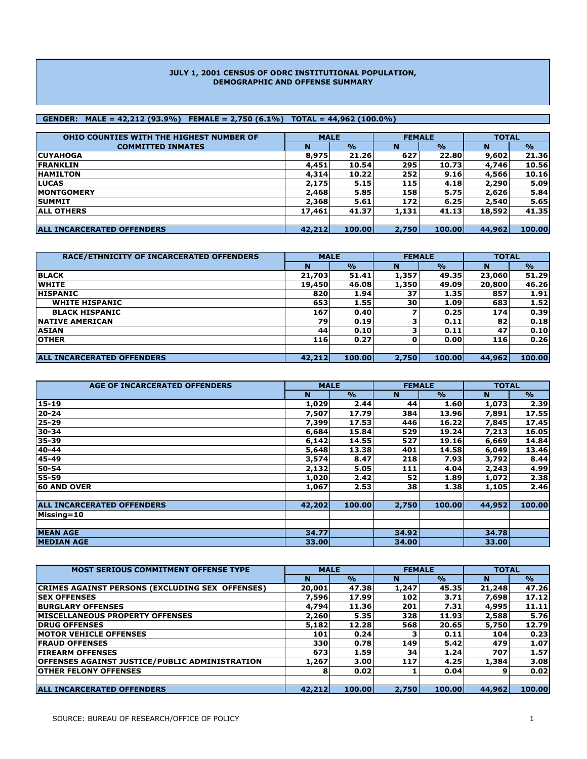# JULY 1, 2001 CENSUS OF ODRC INSTITUTIONAL POPULATION, DEMOGRAPHIC AND OFFENSE SUMMARY

**GENDER: MALE = 42,212 (93.9%) FEMALE = 2,750 (6.1%) TOTAL = 44,962 (100.0%)**

| OHIO COUNTIES WITH THE HIGHEST NUMBER OF COMMITTED INMATES | MALE | | FEMALE | | TOTAL | |
|---|---|---|---|---|---|---|
| | N | % | N | % | N | % |
| CUYAHOGA | 8,975 | 21.26 | 627 | 22.80 | 9,602 | 21.36 |
| FRANKLIN | 4,451 | 10.54 | 295 | 10.73 | 4,746 | 10.56 |
| HAMILTON | 4,314 | 10.22 | 252 | 9.16 | 4,566 | 10.16 |
| LUCAS | 2,175 | 5.15 | 115 | 4.18 | 2,290 | 5.09 |
| MONTGOMERY | 2,468 | 5.85 | 158 | 5.75 | 2,626 | 5.84 |
| SUMMIT | 2,368 | 5.61 | 172 | 6.25 | 2,540 | 5.65 |
| ALL OTHERS | 17,461 | 41.37 | 1,131 | 41.13 | 18,592 | 41.35 |
| ALL INCARCERATED OFFENDERS | 42,212 | 100.00 | 2,750 | 100.00 | 44,962 | 100.00 |

| RACE/ETHNICITY OF INCARCERATED OFFENDERS | MALE | | FEMALE | | TOTAL | |
|---|---|---|---|---|---|---|
| | N | % | N | % | N | % |
| BLACK | 21,703 | 51.41 | 1,357 | 49.35 | 23,060 | 51.29 |
| WHITE | 19,450 | 46.08 | 1,350 | 49.09 | 20,800 | 46.26 |
| HISPANIC | 820 | 1.94 | 37 | 1.35 | 857 | 1.91 |
| WHITE HISPANIC | 653 | 1.55 | 30 | 1.09 | 683 | 1.52 |
| BLACK HISPANIC | 167 | 0.40 | 7 | 0.25 | 174 | 0.39 |
| NATIVE AMERICAN | 79 | 0.19 | 3 | 0.11 | 82 | 0.18 |
| ASIAN | 44 | 0.10 | 3 | 0.11 | 47 | 0.10 |
| OTHER | 116 | 0.27 | 0 | 0.00 | 116 | 0.26 |
| ALL INCARCERATED OFFENDERS | 42,212 | 100.00 | 2,750 | 100.00 | 44,962 | 100.00 |

| AGE OF INCARCERATED OFFENDERS | MALE | | FEMALE | | TOTAL | |
|---|---|---|---|---|---|---|
| | N | % | N | % | N | % |
| 15-19 | 1,029 | 2.44 | 44 | 1.60 | 1,073 | 2.39 |
| 20-24 | 7,507 | 17.79 | 384 | 13.96 | 7,891 | 17.55 |
| 25-29 | 7,399 | 17.53 | 446 | 16.22 | 7,845 | 17.45 |
| 30-34 | 6,684 | 15.84 | 529 | 19.24 | 7,213 | 16.05 |
| 35-39 | 6,142 | 14.55 | 527 | 19.16 | 6,669 | 14.84 |
| 40-44 | 5,648 | 13.38 | 401 | 14.58 | 6,049 | 13.46 |
| 45-49 | 3,574 | 8.47 | 218 | 7.93 | 3,792 | 8.44 |
| 50-54 | 2,132 | 5.05 | 111 | 4.04 | 2,243 | 4.99 |
| 55-59 | 1,020 | 2.42 | 52 | 1.89 | 1,072 | 2.38 |
| 60 AND OVER | 1,067 | 2.53 | 38 | 1.38 | 1,105 | 2.46 |
| ALL INCARCERATED OFFENDERS | 42,202 | 100.00 | 2,750 | 100.00 | 44,952 | 100.00 |
| Missing=10 | | | | | | |
| MEAN AGE | 34.77 | | 34.92 | | 34.78 | |
| MEDIAN AGE | 33.00 | | 34.00 | | 33.00 | |

| MOST SERIOUS COMMITMENT OFFENSE TYPE | MALE | | FEMALE | | TOTAL | |
|---|---|---|---|---|---|---|
| | N | % | N | % | N | % |
| CRIMES AGAINST PERSONS (EXCLUDING SEX OFFENSES) | 20,001 | 47.38 | 1,247 | 45.35 | 21,248 | 47.26 |
| SEX OFFENSES | 7,596 | 17.99 | 102 | 3.71 | 7,698 | 17.12 |
| BURGLARY OFFENSES | 4,794 | 11.36 | 201 | 7.31 | 4,995 | 11.11 |
| MISCELLANEOUS PROPERTY OFFENSES | 2,260 | 5.35 | 328 | 11.93 | 2,588 | 5.76 |
| DRUG OFFENSES | 5,182 | 12.28 | 568 | 20.65 | 5,750 | 12.79 |
| MOTOR VEHICLE OFFENSES | 101 | 0.24 | 3 | 0.11 | 104 | 0.23 |
| FRAUD OFFENSES | 330 | 0.78 | 149 | 5.42 | 479 | 1.07 |
| FIREARM OFFENSES | 673 | 1.59 | 34 | 1.24 | 707 | 1.57 |
| OFFENSES AGAINST JUSTICE/PUBLIC ADMINISTRATION | 1,267 | 3.00 | 117 | 4.25 | 1,384 | 3.08 |
| OTHER FELONY OFFENSES | 8 | 0.02 | 1 | 0.04 | 9 | 0.02 |
| ALL INCARCERATED OFFENDERS | 42,212 | 100.00 | 2,750 | 100.00 | 44,962 | 100.00 |

SOURCE: BUREAU OF RESEARCH/OFFICE OF POLICY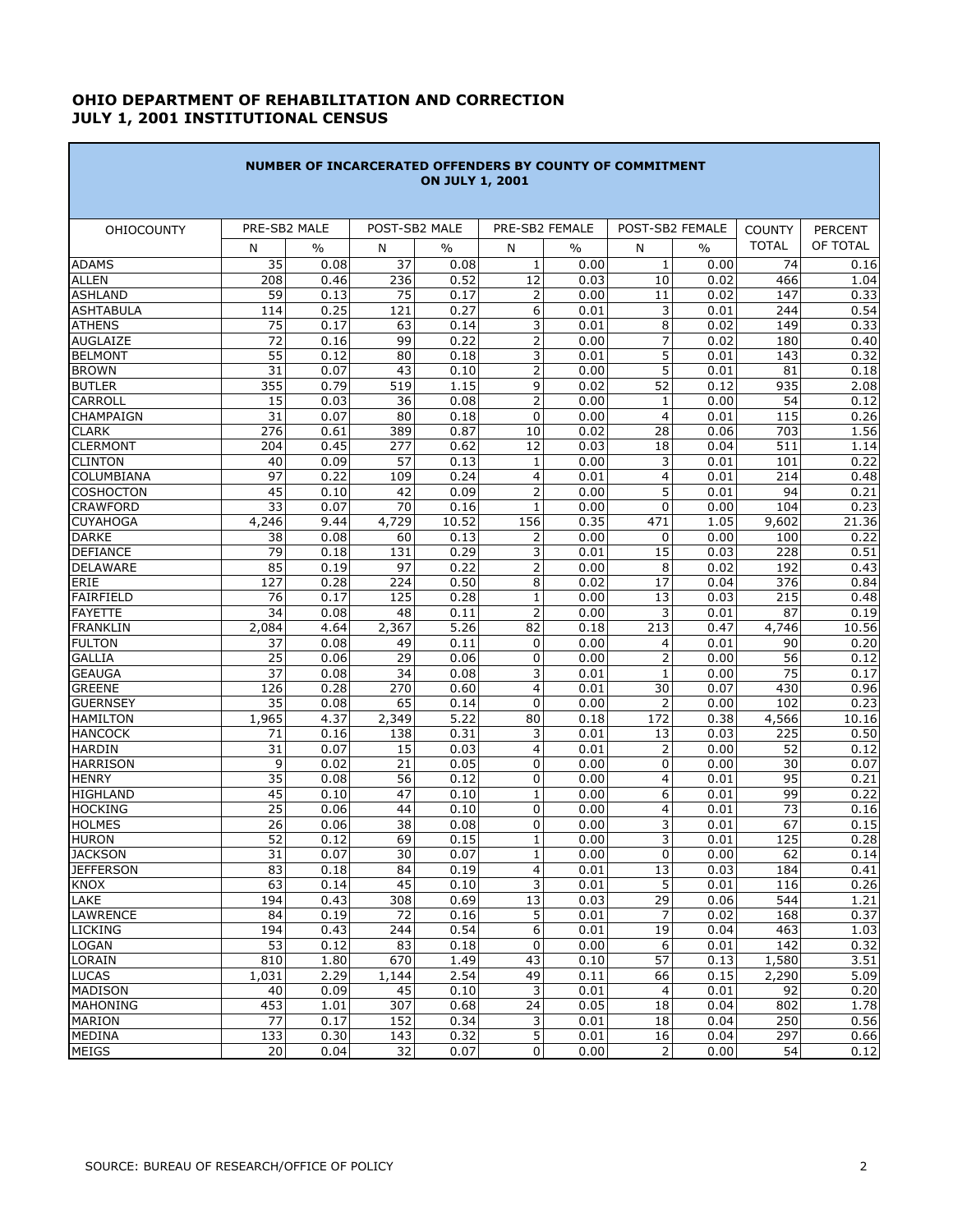**OHIO DEPARTMENT OF REHABILITATION AND CORRECTION**
**JULY 1, 2001 INSTITUTIONAL CENSUS**

**NUMBER OF INCARCERATED OFFENDERS BY COUNTY OF COMMITMENT ON JULY 1, 2001**

| OHIOCOUNTY | PRE-SB2 MALE | | POST-SB2 MALE | | PRE-SB2 FEMALE | | POST-SB2 FEMALE | | COUNTY TOTAL | PERCENT OF TOTAL |
|---|---|---|---|---|---|---|---|---|---|---|
| | N | % | N | % | N | % | N | % | | |
| ADAMS | 35 | 0.08 | 37 | 0.08 | 1 | 0.00 | 1 | 0.00 | 74 | 0.16 |
| ALLEN | 208 | 0.46 | 236 | 0.52 | 12 | 0.03 | 10 | 0.02 | 466 | 1.04 |
| ASHLAND | 59 | 0.13 | 75 | 0.17 | 2 | 0.00 | 11 | 0.02 | 147 | 0.33 |
| ASHTABULA | 114 | 0.25 | 121 | 0.27 | 6 | 0.01 | 3 | 0.01 | 244 | 0.54 |
| ATHENS | 75 | 0.17 | 63 | 0.14 | 3 | 0.01 | 8 | 0.02 | 149 | 0.33 |
| AUGLAIZE | 72 | 0.16 | 99 | 0.22 | 2 | 0.00 | 7 | 0.02 | 180 | 0.40 |
| BELMONT | 55 | 0.12 | 80 | 0.18 | 3 | 0.01 | 5 | 0.01 | 143 | 0.32 |
| BROWN | 31 | 0.07 | 43 | 0.10 | 2 | 0.00 | 5 | 0.01 | 81 | 0.18 |
| BUTLER | 355 | 0.79 | 519 | 1.15 | 9 | 0.02 | 52 | 0.12 | 935 | 2.08 |
| CARROLL | 15 | 0.03 | 36 | 0.08 | 2 | 0.00 | 1 | 0.00 | 54 | 0.12 |
| CHAMPAIGN | 31 | 0.07 | 80 | 0.18 | 0 | 0.00 | 4 | 0.01 | 115 | 0.26 |
| CLARK | 276 | 0.61 | 389 | 0.87 | 10 | 0.02 | 28 | 0.06 | 703 | 1.56 |
| CLERMONT | 204 | 0.45 | 277 | 0.62 | 12 | 0.03 | 18 | 0.04 | 511 | 1.14 |
| CLINTON | 40 | 0.09 | 57 | 0.13 | 1 | 0.00 | 3 | 0.01 | 101 | 0.22 |
| COLUMBIANA | 97 | 0.22 | 109 | 0.24 | 4 | 0.01 | 4 | 0.01 | 214 | 0.48 |
| COSHOCTON | 45 | 0.10 | 42 | 0.09 | 2 | 0.00 | 5 | 0.01 | 94 | 0.21 |
| CRAWFORD | 33 | 0.07 | 70 | 0.16 | 1 | 0.00 | 0 | 0.00 | 104 | 0.23 |
| CUYAHOGA | 4,246 | 9.44 | 4,729 | 10.52 | 156 | 0.35 | 471 | 1.05 | 9,602 | 21.36 |
| DARKE | 38 | 0.08 | 60 | 0.13 | 2 | 0.00 | 0 | 0.00 | 100 | 0.22 |
| DEFIANCE | 79 | 0.18 | 131 | 0.29 | 3 | 0.01 | 15 | 0.03 | 228 | 0.51 |
| DELAWARE | 85 | 0.19 | 97 | 0.22 | 2 | 0.00 | 8 | 0.02 | 192 | 0.43 |
| ERIE | 127 | 0.28 | 224 | 0.50 | 8 | 0.02 | 17 | 0.04 | 376 | 0.84 |
| FAIRFIELD | 76 | 0.17 | 125 | 0.28 | 1 | 0.00 | 13 | 0.03 | 215 | 0.48 |
| FAYETTE | 34 | 0.08 | 48 | 0.11 | 2 | 0.00 | 3 | 0.01 | 87 | 0.19 |
| FRANKLIN | 2,084 | 4.64 | 2,367 | 5.26 | 82 | 0.18 | 213 | 0.47 | 4,746 | 10.56 |
| FULTON | 37 | 0.08 | 49 | 0.11 | 0 | 0.00 | 4 | 0.01 | 90 | 0.20 |
| GALLIA | 25 | 0.06 | 29 | 0.06 | 0 | 0.00 | 2 | 0.00 | 56 | 0.12 |
| GEAUGA | 37 | 0.08 | 34 | 0.08 | 3 | 0.01 | 1 | 0.00 | 75 | 0.17 |
| GREENE | 126 | 0.28 | 270 | 0.60 | 4 | 0.01 | 30 | 0.07 | 430 | 0.96 |
| GUERNSEY | 35 | 0.08 | 65 | 0.14 | 0 | 0.00 | 2 | 0.00 | 102 | 0.23 |
| HAMILTON | 1,965 | 4.37 | 2,349 | 5.22 | 80 | 0.18 | 172 | 0.38 | 4,566 | 10.16 |
| HANCOCK | 71 | 0.16 | 138 | 0.31 | 3 | 0.01 | 13 | 0.03 | 225 | 0.50 |
| HARDIN | 31 | 0.07 | 15 | 0.03 | 4 | 0.01 | 2 | 0.00 | 52 | 0.12 |
| HARRISON | 9 | 0.02 | 21 | 0.05 | 0 | 0.00 | 0 | 0.00 | 30 | 0.07 |
| HENRY | 35 | 0.08 | 56 | 0.12 | 0 | 0.00 | 4 | 0.01 | 95 | 0.21 |
| HIGHLAND | 45 | 0.10 | 47 | 0.10 | 1 | 0.00 | 6 | 0.01 | 99 | 0.22 |
| HOCKING | 25 | 0.06 | 44 | 0.10 | 0 | 0.00 | 4 | 0.01 | 73 | 0.16 |
| HOLMES | 26 | 0.06 | 38 | 0.08 | 0 | 0.00 | 3 | 0.01 | 67 | 0.15 |
| HURON | 52 | 0.12 | 69 | 0.15 | 1 | 0.00 | 3 | 0.01 | 125 | 0.28 |
| JACKSON | 31 | 0.07 | 30 | 0.07 | 1 | 0.00 | 0 | 0.00 | 62 | 0.14 |
| JEFFERSON | 83 | 0.18 | 84 | 0.19 | 4 | 0.01 | 13 | 0.03 | 184 | 0.41 |
| KNOX | 63 | 0.14 | 45 | 0.10 | 3 | 0.01 | 5 | 0.01 | 116 | 0.26 |
| LAKE | 194 | 0.43 | 308 | 0.69 | 13 | 0.03 | 29 | 0.06 | 544 | 1.21 |
| LAWRENCE | 84 | 0.19 | 72 | 0.16 | 5 | 0.01 | 7 | 0.02 | 168 | 0.37 |
| LICKING | 194 | 0.43 | 244 | 0.54 | 6 | 0.01 | 19 | 0.04 | 463 | 1.03 |
| LOGAN | 53 | 0.12 | 83 | 0.18 | 0 | 0.00 | 6 | 0.01 | 142 | 0.32 |
| LORAIN | 810 | 1.80 | 670 | 1.49 | 43 | 0.10 | 57 | 0.13 | 1,580 | 3.51 |
| LUCAS | 1,031 | 2.29 | 1,144 | 2.54 | 49 | 0.11 | 66 | 0.15 | 2,290 | 5.09 |
| MADISON | 40 | 0.09 | 45 | 0.10 | 3 | 0.01 | 4 | 0.01 | 92 | 0.20 |
| MAHONING | 453 | 1.01 | 307 | 0.68 | 24 | 0.05 | 18 | 0.04 | 802 | 1.78 |
| MARION | 77 | 0.17 | 152 | 0.34 | 3 | 0.01 | 18 | 0.04 | 250 | 0.56 |
| MEDINA | 133 | 0.30 | 143 | 0.32 | 5 | 0.01 | 16 | 0.04 | 297 | 0.66 |
| MEIGS | 20 | 0.04 | 32 | 0.07 | 0 | 0.00 | 2 | 0.00 | 54 | 0.12 |

SOURCE: BUREAU OF RESEARCH/OFFICE OF POLICY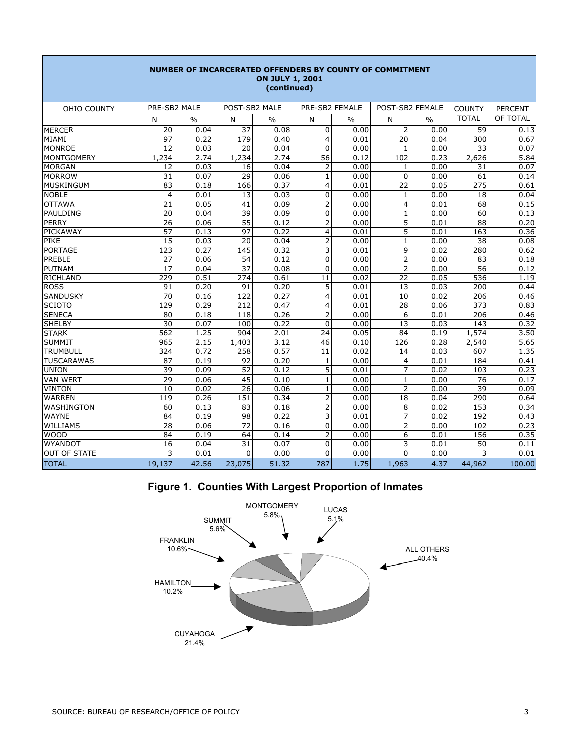## NUMBER OF INCARCERATED OFFENDERS BY COUNTY OF COMMITMENT ON JULY 1, 2001 (continued)

| OHIO COUNTY | PRE-SB2 MALE | | POST-SB2 MALE | | PRE-SB2 FEMALE | | POST-SB2 FEMALE | | COUNTY TOTAL | PERCENT OF TOTAL |
|---|---|---|---|---|---|---|---|---|---|---|
| | N | % | N | % | N | % | N | % | | |
| MERCER | 20 | 0.04 | 37 | 0.08 | 0 | 0.00 | 2 | 0.00 | 59 | 0.13 |
| MIAMI | 97 | 0.22 | 179 | 0.40 | 4 | 0.01 | 20 | 0.04 | 300 | 0.67 |
| MONROE | 12 | 0.03 | 20 | 0.04 | 0 | 0.00 | 1 | 0.00 | 33 | 0.07 |
| MONTGOMERY | 1,234 | 2.74 | 1,234 | 2.74 | 56 | 0.12 | 102 | 0.23 | 2,626 | 5.84 |
| MORGAN | 12 | 0.03 | 16 | 0.04 | 2 | 0.00 | 1 | 0.00 | 31 | 0.07 |
| MORROW | 31 | 0.07 | 29 | 0.06 | 1 | 0.00 | 0 | 0.00 | 61 | 0.14 |
| MUSKINGUM | 83 | 0.18 | 166 | 0.37 | 4 | 0.01 | 22 | 0.05 | 275 | 0.61 |
| NOBLE | 4 | 0.01 | 13 | 0.03 | 0 | 0.00 | 1 | 0.00 | 18 | 0.04 |
| OTTAWA | 21 | 0.05 | 41 | 0.09 | 2 | 0.00 | 4 | 0.01 | 68 | 0.15 |
| PAULDING | 20 | 0.04 | 39 | 0.09 | 0 | 0.00 | 1 | 0.00 | 60 | 0.13 |
| PERRY | 26 | 0.06 | 55 | 0.12 | 2 | 0.00 | 5 | 0.01 | 88 | 0.20 |
| PICKAWAY | 57 | 0.13 | 97 | 0.22 | 4 | 0.01 | 5 | 0.01 | 163 | 0.36 |
| PIKE | 15 | 0.03 | 20 | 0.04 | 2 | 0.00 | 1 | 0.00 | 38 | 0.08 |
| PORTAGE | 123 | 0.27 | 145 | 0.32 | 3 | 0.01 | 9 | 0.02 | 280 | 0.62 |
| PREBLE | 27 | 0.06 | 54 | 0.12 | 0 | 0.00 | 2 | 0.00 | 83 | 0.18 |
| PUTNAM | 17 | 0.04 | 37 | 0.08 | 0 | 0.00 | 2 | 0.00 | 56 | 0.12 |
| RICHLAND | 229 | 0.51 | 274 | 0.61 | 11 | 0.02 | 22 | 0.05 | 536 | 1.19 |
| ROSS | 91 | 0.20 | 91 | 0.20 | 5 | 0.01 | 13 | 0.03 | 200 | 0.44 |
| SANDUSKY | 70 | 0.16 | 122 | 0.27 | 4 | 0.01 | 10 | 0.02 | 206 | 0.46 |
| SCIOTO | 129 | 0.29 | 212 | 0.47 | 4 | 0.01 | 28 | 0.06 | 373 | 0.83 |
| SENECA | 80 | 0.18 | 118 | 0.26 | 2 | 0.00 | 6 | 0.01 | 206 | 0.46 |
| SHELBY | 30 | 0.07 | 100 | 0.22 | 0 | 0.00 | 13 | 0.03 | 143 | 0.32 |
| STARK | 562 | 1.25 | 904 | 2.01 | 24 | 0.05 | 84 | 0.19 | 1,574 | 3.50 |
| SUMMIT | 965 | 2.15 | 1,403 | 3.12 | 46 | 0.10 | 126 | 0.28 | 2,540 | 5.65 |
| TRUMBULL | 324 | 0.72 | 258 | 0.57 | 11 | 0.02 | 14 | 0.03 | 607 | 1.35 |
| TUSCARAWAS | 87 | 0.19 | 92 | 0.20 | 1 | 0.00 | 4 | 0.01 | 184 | 0.41 |
| UNION | 39 | 0.09 | 52 | 0.12 | 5 | 0.01 | 7 | 0.02 | 103 | 0.23 |
| VAN WERT | 29 | 0.06 | 45 | 0.10 | 1 | 0.00 | 1 | 0.00 | 76 | 0.17 |
| VINTON | 10 | 0.02 | 26 | 0.06 | 1 | 0.00 | 2 | 0.00 | 39 | 0.09 |
| WARREN | 119 | 0.26 | 151 | 0.34 | 2 | 0.00 | 18 | 0.04 | 290 | 0.64 |
| WASHINGTON | 60 | 0.13 | 83 | 0.18 | 2 | 0.00 | 8 | 0.02 | 153 | 0.34 |
| WAYNE | 84 | 0.19 | 98 | 0.22 | 3 | 0.01 | 7 | 0.02 | 192 | 0.43 |
| WILLIAMS | 28 | 0.06 | 72 | 0.16 | 0 | 0.00 | 2 | 0.00 | 102 | 0.23 |
| WOOD | 84 | 0.19 | 64 | 0.14 | 2 | 0.00 | 6 | 0.01 | 156 | 0.35 |
| WYANDOT | 16 | 0.04 | 31 | 0.07 | 0 | 0.00 | 3 | 0.01 | 50 | 0.11 |
| OUT OF STATE | 3 | 0.01 | 0 | 0.00 | 0 | 0.00 | 0 | 0.00 | 3 | 0.01 |
| TOTAL | 19,137 | 42.56 | 23,075 | 51.32 | 787 | 1.75 | 1,963 | 4.37 | 44,962 | 100.00 |

**Figure 1. Counties With Largest Proportion of Inmates**

MONTGOMERY 5.8%
LUCAS 5.1%
SUMMIT 5.6%
FRANKLIN 10.6%
ALL OTHERS 40.4%
HAMILTON 10.2%
CUYAHOGA 21.4%

SOURCE: BUREAU OF RESEARCH/OFFICE OF POLICY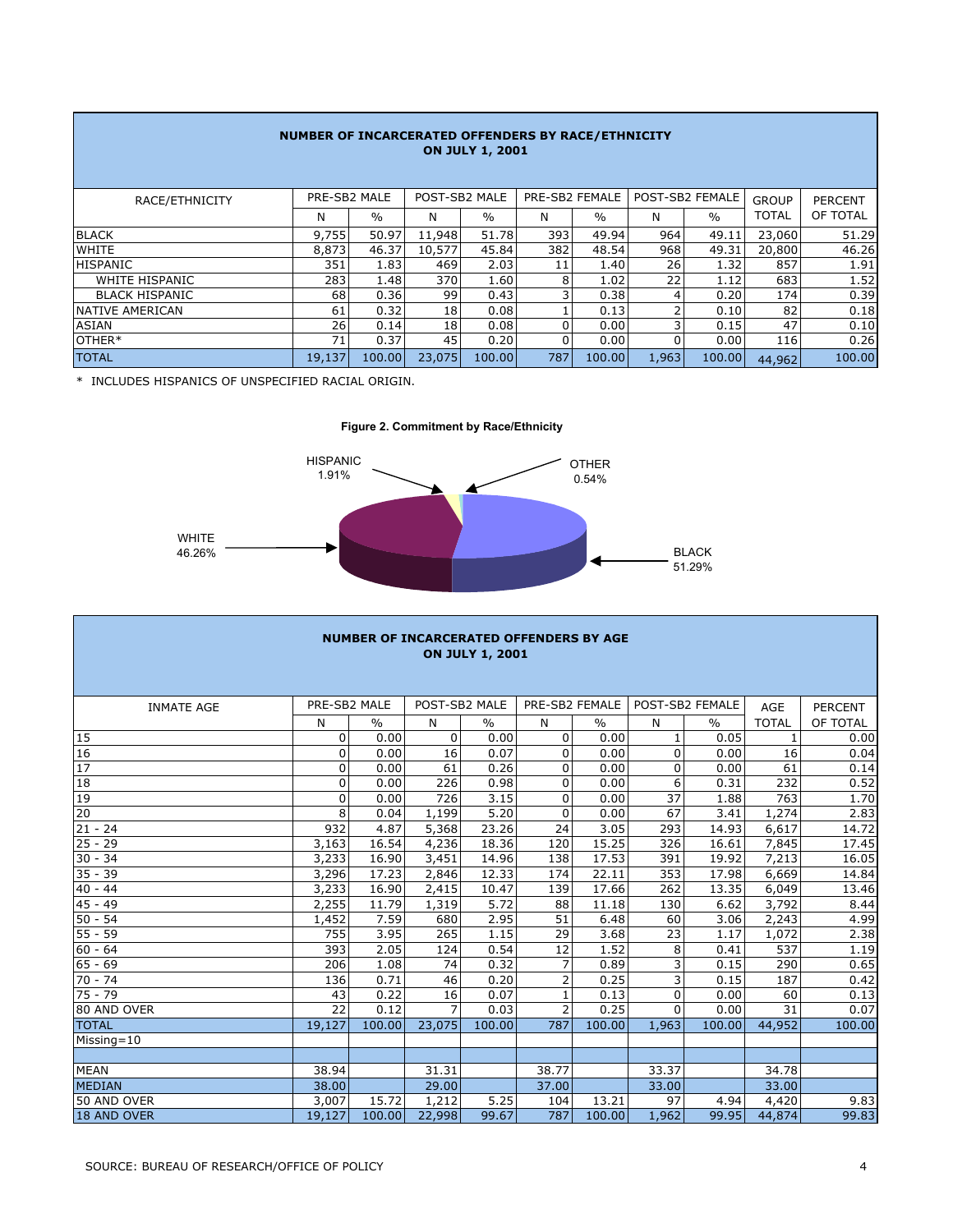**NUMBER OF INCARCERATED OFFENDERS BY RACE/ETHNICITY**
**ON JULY 1, 2001**

| RACE/ETHNICITY | PRE-SB2 MALE | | POST-SB2 MALE | | PRE-SB2 FEMALE | | POST-SB2 FEMALE | | GROUP TOTAL | PERCENT OF TOTAL |
|---|---|---|---|---|---|---|---|---|---|---|
| | N | % | N | % | N | % | N | % | | |
| BLACK | 9,755 | 50.97 | 11,948 | 51.78 | 393 | 49.94 | 964 | 49.11 | 23,060 | 51.29 |
| WHITE | 8,873 | 46.37 | 10,577 | 45.84 | 382 | 48.54 | 968 | 49.31 | 20,800 | 46.26 |
| HISPANIC | 351 | 1.83 | 469 | 2.03 | 11 | 1.40 | 26 | 1.32 | 857 | 1.91 |
| WHITE HISPANIC | 283 | 1.48 | 370 | 1.60 | 8 | 1.02 | 22 | 1.12 | 683 | 1.52 |
| BLACK HISPANIC | 68 | 0.36 | 99 | 0.43 | 3 | 0.38 | 4 | 0.20 | 174 | 0.39 |
| NATIVE AMERICAN | 61 | 0.32 | 18 | 0.08 | 1 | 0.13 | 2 | 0.10 | 82 | 0.18 |
| ASIAN | 26 | 0.14 | 18 | 0.08 | 0 | 0.00 | 3 | 0.15 | 47 | 0.10 |
| OTHER* | 71 | 0.37 | 45 | 0.20 | 0 | 0.00 | 0 | 0.00 | 116 | 0.26 |
| TOTAL | 19,137 | 100.00 | 23,075 | 100.00 | 787 | 100.00 | 1,963 | 100.00 | 44,962 | 100.00 |

\* INCLUDES HISPANICS OF UNSPECIFIED RACIAL ORIGIN.

**Figure 2. Commitment by Race/Ethnicity**

HISPANIC 1.91%, OTHER 0.54%, WHITE 46.26%, BLACK 51.29%

**NUMBER OF INCARCERATED OFFENDERS BY AGE**
**ON JULY 1, 2001**

| INMATE AGE | PRE-SB2 MALE | | POST-SB2 MALE | | PRE-SB2 FEMALE | | POST-SB2 FEMALE | | AGE TOTAL | PERCENT OF TOTAL |
|---|---|---|---|---|---|---|---|---|---|---|
| | N | % | N | % | N | % | N | % | | |
| 15 | 0 | 0.00 | 0 | 0.00 | 0 | 0.00 | 1 | 0.05 | 1 | 0.00 |
| 16 | 0 | 0.00 | 16 | 0.07 | 0 | 0.00 | 0 | 0.00 | 16 | 0.04 |
| 17 | 0 | 0.00 | 61 | 0.26 | 0 | 0.00 | 0 | 0.00 | 61 | 0.14 |
| 18 | 0 | 0.00 | 226 | 0.98 | 0 | 0.00 | 6 | 0.31 | 232 | 0.52 |
| 19 | 0 | 0.00 | 726 | 3.15 | 0 | 0.00 | 37 | 1.88 | 763 | 1.70 |
| 20 | 8 | 0.04 | 1,199 | 5.20 | 0 | 0.00 | 67 | 3.41 | 1,274 | 2.83 |
| 21 - 24 | 932 | 4.87 | 5,368 | 23.26 | 24 | 3.05 | 293 | 14.93 | 6,617 | 14.72 |
| 25 - 29 | 3,163 | 16.54 | 4,236 | 18.36 | 120 | 15.25 | 326 | 16.61 | 7,845 | 17.45 |
| 30 - 34 | 3,233 | 16.90 | 3,451 | 14.96 | 138 | 17.53 | 391 | 19.92 | 7,213 | 16.05 |
| 35 - 39 | 3,296 | 17.23 | 2,846 | 12.33 | 174 | 22.11 | 353 | 17.98 | 6,669 | 14.84 |
| 40 - 44 | 3,233 | 16.90 | 2,415 | 10.47 | 139 | 17.66 | 262 | 13.35 | 6,049 | 13.46 |
| 45 - 49 | 2,255 | 11.79 | 1,319 | 5.72 | 88 | 11.18 | 130 | 6.62 | 3,792 | 8.44 |
| 50 - 54 | 1,452 | 7.59 | 680 | 2.95 | 51 | 6.48 | 60 | 3.06 | 2,243 | 4.99 |
| 55 - 59 | 755 | 3.95 | 265 | 1.15 | 29 | 3.68 | 23 | 1.17 | 1,072 | 2.38 |
| 60 - 64 | 393 | 2.05 | 124 | 0.54 | 12 | 1.52 | 8 | 0.41 | 537 | 1.19 |
| 65 - 69 | 206 | 1.08 | 74 | 0.32 | 7 | 0.89 | 3 | 0.15 | 290 | 0.65 |
| 70 - 74 | 136 | 0.71 | 46 | 0.20 | 2 | 0.25 | 3 | 0.15 | 187 | 0.42 |
| 75 - 79 | 43 | 0.22 | 16 | 0.07 | 1 | 0.13 | 0 | 0.00 | 60 | 0.13 |
| 80 AND OVER | 22 | 0.12 | 7 | 0.03 | 2 | 0.25 | 0 | 0.00 | 31 | 0.07 |
| TOTAL | 19,127 | 100.00 | 23,075 | 100.00 | 787 | 100.00 | 1,963 | 100.00 | 44,952 | 100.00 |
| Missing=10 | | | | | | | | | | |
| | | | | | | | | | | |
| MEAN | 38.94 | | 31.31 | | 38.77 | | 33.37 | | 34.78 | |
| MEDIAN | 38.00 | | 29.00 | | 37.00 | | 33.00 | | 33.00 | |
| 50 AND OVER | 3,007 | 15.72 | 1,212 | 5.25 | 104 | 13.21 | 97 | 4.94 | 4,420 | 9.83 |
| 18 AND OVER | 19,127 | 100.00 | 22,998 | 99.67 | 787 | 100.00 | 1,962 | 99.95 | 44,874 | 99.83 |

SOURCE: BUREAU OF RESEARCH/OFFICE OF POLICY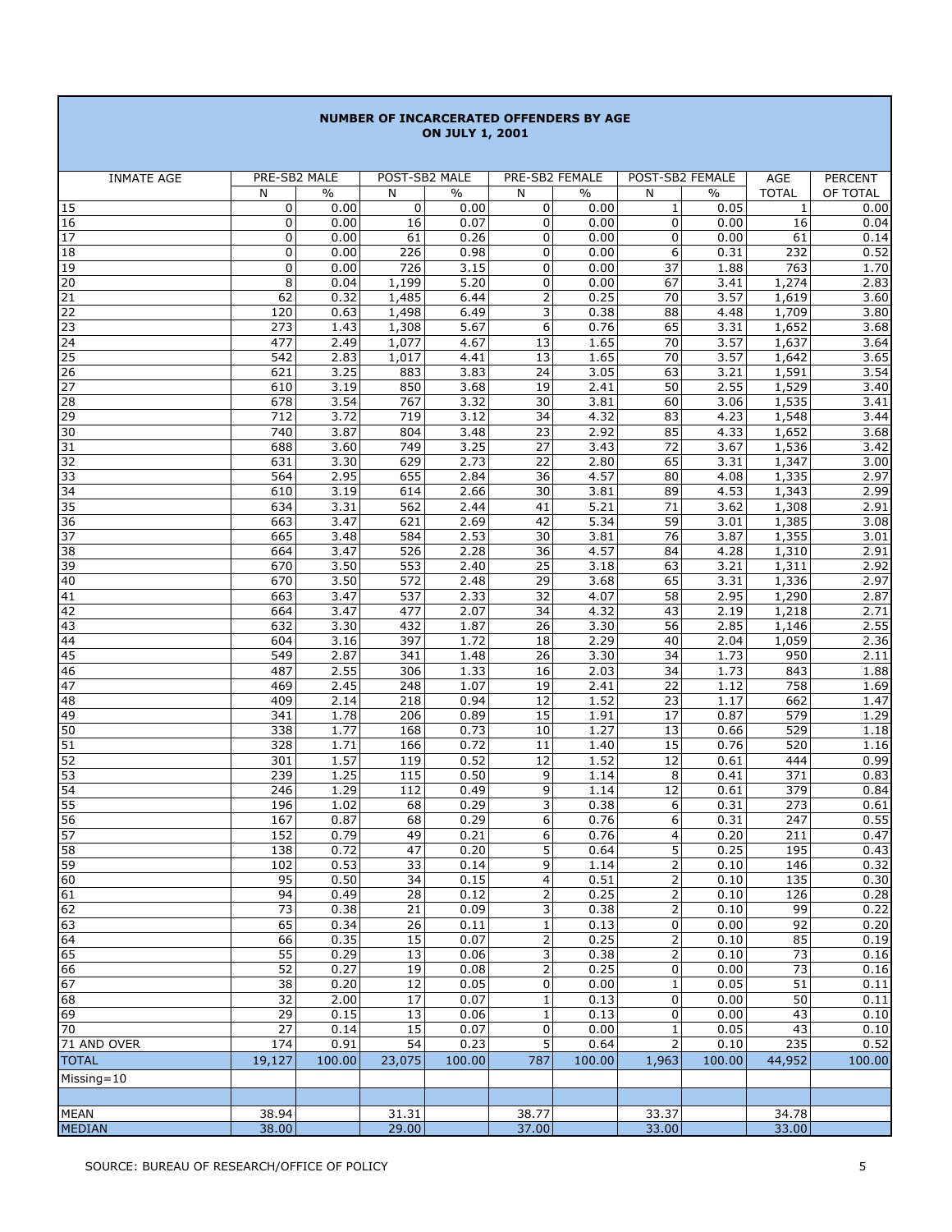## NUMBER OF INCARCERATED OFFENDERS BY AGE ON JULY 1, 2001

| INMATE AGE | PRE-SB2 MALE | | POST-SB2 MALE | | PRE-SB2 FEMALE | | POST-SB2 FEMALE | | AGE | PERCENT |
|---|---|---|---|---|---|---|---|---|---|---|
| | N | % | N | % | N | % | N | % | TOTAL | OF TOTAL |
| 15 | 0 | 0.00 | 0 | 0.00 | 0 | 0.00 | 1 | 0.05 | 1 | 0.00 |
| 16 | 0 | 0.00 | 16 | 0.07 | 0 | 0.00 | 0 | 0.00 | 16 | 0.04 |
| 17 | 0 | 0.00 | 61 | 0.26 | 0 | 0.00 | 0 | 0.00 | 61 | 0.14 |
| 18 | 0 | 0.00 | 226 | 0.98 | 0 | 0.00 | 6 | 0.31 | 232 | 0.52 |
| 19 | 0 | 0.00 | 726 | 3.15 | 0 | 0.00 | 37 | 1.88 | 763 | 1.70 |
| 20 | 8 | 0.04 | 1,199 | 5.20 | 0 | 0.00 | 67 | 3.41 | 1,274 | 2.83 |
| 21 | 62 | 0.32 | 1,485 | 6.44 | 2 | 0.25 | 70 | 3.57 | 1,619 | 3.60 |
| 22 | 120 | 0.63 | 1,498 | 6.49 | 3 | 0.38 | 88 | 4.48 | 1,709 | 3.80 |
| 23 | 273 | 1.43 | 1,308 | 5.67 | 6 | 0.76 | 65 | 3.31 | 1,652 | 3.68 |
| 24 | 477 | 2.49 | 1,077 | 4.67 | 13 | 1.65 | 70 | 3.57 | 1,637 | 3.64 |
| 25 | 542 | 2.83 | 1,017 | 4.41 | 13 | 1.65 | 70 | 3.57 | 1,642 | 3.65 |
| 26 | 621 | 3.25 | 883 | 3.83 | 24 | 3.05 | 63 | 3.21 | 1,591 | 3.54 |
| 27 | 610 | 3.19 | 850 | 3.68 | 19 | 2.41 | 50 | 2.55 | 1,529 | 3.40 |
| 28 | 678 | 3.54 | 767 | 3.32 | 30 | 3.81 | 60 | 3.06 | 1,535 | 3.41 |
| 29 | 712 | 3.72 | 719 | 3.12 | 34 | 4.32 | 83 | 4.23 | 1,548 | 3.44 |
| 30 | 740 | 3.87 | 804 | 3.48 | 23 | 2.92 | 85 | 4.33 | 1,652 | 3.68 |
| 31 | 688 | 3.60 | 749 | 3.25 | 27 | 3.43 | 72 | 3.67 | 1,536 | 3.42 |
| 32 | 631 | 3.30 | 629 | 2.73 | 22 | 2.80 | 65 | 3.31 | 1,347 | 3.00 |
| 33 | 564 | 2.95 | 655 | 2.84 | 36 | 4.57 | 80 | 4.08 | 1,335 | 2.97 |
| 34 | 610 | 3.19 | 614 | 2.66 | 30 | 3.81 | 89 | 4.53 | 1,343 | 2.99 |
| 35 | 634 | 3.31 | 562 | 2.44 | 41 | 5.21 | 71 | 3.62 | 1,308 | 2.91 |
| 36 | 663 | 3.47 | 621 | 2.69 | 42 | 5.34 | 59 | 3.01 | 1,385 | 3.08 |
| 37 | 665 | 3.48 | 584 | 2.53 | 30 | 3.81 | 76 | 3.87 | 1,355 | 3.01 |
| 38 | 664 | 3.47 | 526 | 2.28 | 36 | 4.57 | 84 | 4.28 | 1,310 | 2.91 |
| 39 | 670 | 3.50 | 553 | 2.40 | 25 | 3.18 | 63 | 3.21 | 1,311 | 2.92 |
| 40 | 670 | 3.50 | 572 | 2.48 | 29 | 3.68 | 65 | 3.31 | 1,336 | 2.97 |
| 41 | 663 | 3.47 | 537 | 2.33 | 32 | 4.07 | 58 | 2.95 | 1,290 | 2.87 |
| 42 | 664 | 3.47 | 477 | 2.07 | 34 | 4.32 | 43 | 2.19 | 1,218 | 2.71 |
| 43 | 632 | 3.30 | 432 | 1.87 | 26 | 3.30 | 56 | 2.85 | 1,146 | 2.55 |
| 44 | 604 | 3.16 | 397 | 1.72 | 18 | 2.29 | 40 | 2.04 | 1,059 | 2.36 |
| 45 | 549 | 2.87 | 341 | 1.48 | 26 | 3.30 | 34 | 1.73 | 950 | 2.11 |
| 46 | 487 | 2.55 | 306 | 1.33 | 16 | 2.03 | 34 | 1.73 | 843 | 1.88 |
| 47 | 469 | 2.45 | 248 | 1.07 | 19 | 2.41 | 22 | 1.12 | 758 | 1.69 |
| 48 | 409 | 2.14 | 218 | 0.94 | 12 | 1.52 | 23 | 1.17 | 662 | 1.47 |
| 49 | 341 | 1.78 | 206 | 0.89 | 15 | 1.91 | 17 | 0.87 | 579 | 1.29 |
| 50 | 338 | 1.77 | 168 | 0.73 | 10 | 1.27 | 13 | 0.66 | 529 | 1.18 |
| 51 | 328 | 1.71 | 166 | 0.72 | 11 | 1.40 | 15 | 0.76 | 520 | 1.16 |
| 52 | 301 | 1.57 | 119 | 0.52 | 12 | 1.52 | 12 | 0.61 | 444 | 0.99 |
| 53 | 239 | 1.25 | 115 | 0.50 | 9 | 1.14 | 8 | 0.41 | 371 | 0.83 |
| 54 | 246 | 1.29 | 112 | 0.49 | 9 | 1.14 | 12 | 0.61 | 379 | 0.84 |
| 55 | 196 | 1.02 | 68 | 0.29 | 3 | 0.38 | 6 | 0.31 | 273 | 0.61 |
| 56 | 167 | 0.87 | 68 | 0.29 | 6 | 0.76 | 6 | 0.31 | 247 | 0.55 |
| 57 | 152 | 0.79 | 49 | 0.21 | 6 | 0.76 | 4 | 0.20 | 211 | 0.47 |
| 58 | 138 | 0.72 | 47 | 0.20 | 5 | 0.64 | 5 | 0.25 | 195 | 0.43 |
| 59 | 102 | 0.53 | 33 | 0.14 | 9 | 1.14 | 2 | 0.10 | 146 | 0.32 |
| 60 | 95 | 0.50 | 34 | 0.15 | 4 | 0.51 | 2 | 0.10 | 135 | 0.30 |
| 61 | 94 | 0.49 | 28 | 0.12 | 2 | 0.25 | 2 | 0.10 | 126 | 0.28 |
| 62 | 73 | 0.38 | 21 | 0.09 | 3 | 0.38 | 2 | 0.10 | 99 | 0.22 |
| 63 | 65 | 0.34 | 26 | 0.11 | 1 | 0.13 | 0 | 0.00 | 92 | 0.20 |
| 64 | 66 | 0.35 | 15 | 0.07 | 2 | 0.25 | 2 | 0.10 | 85 | 0.19 |
| 65 | 55 | 0.29 | 13 | 0.06 | 3 | 0.38 | 2 | 0.10 | 73 | 0.16 |
| 66 | 52 | 0.27 | 19 | 0.08 | 2 | 0.25 | 0 | 0.00 | 73 | 0.16 |
| 67 | 38 | 0.20 | 12 | 0.05 | 0 | 0.00 | 1 | 0.05 | 51 | 0.11 |
| 68 | 32 | 2.00 | 17 | 0.07 | 1 | 0.13 | 0 | 0.00 | 50 | 0.11 |
| 69 | 29 | 0.15 | 13 | 0.06 | 1 | 0.13 | 0 | 0.00 | 43 | 0.10 |
| 70 | 27 | 0.14 | 15 | 0.07 | 0 | 0.00 | 1 | 0.05 | 43 | 0.10 |
| 71 AND OVER | 174 | 0.91 | 54 | 0.23 | 5 | 0.64 | 2 | 0.10 | 235 | 0.52 |
| TOTAL | 19,127 | 100.00 | 23,075 | 100.00 | 787 | 100.00 | 1,963 | 100.00 | 44,952 | 100.00 |
| Missing=10 | | | | | | | | | | |
| | | | | | | | | | | |
| MEAN | 38.94 | | 31.31 | | 38.77 | | 33.37 | | 34.78 | |
| MEDIAN | 38.00 | | 29.00 | | 37.00 | | 33.00 | | 33.00 | |

SOURCE: BUREAU OF RESEARCH/OFFICE OF POLICY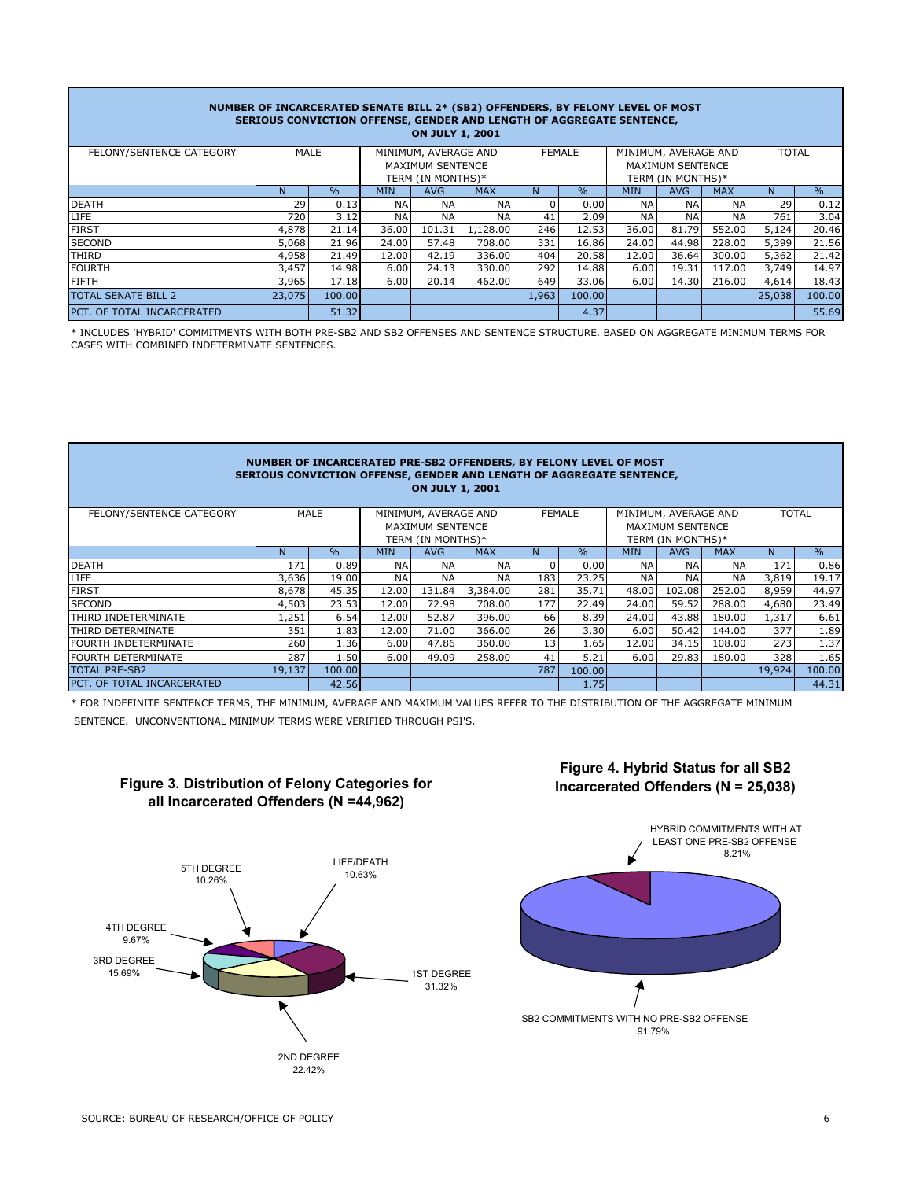## NUMBER OF INCARCERATED SENATE BILL 2* (SB2) OFFENDERS, BY FELONY LEVEL OF MOST SERIOUS CONVICTION OFFENSE, GENDER AND LENGTH OF AGGREGATE SENTENCE, ON JULY 1, 2001

| FELONY/SENTENCE CATEGORY | MALE | | MINIMUM, AVERAGE AND MAXIMUM SENTENCE TERM (IN MONTHS)* | | | FEMALE | | MINIMUM, AVERAGE AND MAXIMUM SENTENCE TERM (IN MONTHS)* | | | TOTAL | |
|---|---|---|---|---|---|---|---|---|---|---|---|---|
| | N | % | MIN | AVG | MAX | N | % | MIN | AVG | MAX | N | % |
| DEATH | 29 | 0.13 | NA | NA | NA | 0 | 0.00 | NA | NA | NA | 29 | 0.12 |
| LIFE | 720 | 3.12 | NA | NA | NA | 41 | 2.09 | NA | NA | NA | 761 | 3.04 |
| FIRST | 4,878 | 21.14 | 36.00 | 101.31 | 1,128.00 | 246 | 12.53 | 36.00 | 81.79 | 552.00 | 5,124 | 20.46 |
| SECOND | 5,068 | 21.96 | 24.00 | 57.48 | 708.00 | 331 | 16.86 | 24.00 | 44.98 | 228.00 | 5,399 | 21.56 |
| THIRD | 4,958 | 21.49 | 12.00 | 42.19 | 336.00 | 404 | 20.58 | 12.00 | 36.64 | 300.00 | 5,362 | 21.42 |
| FOURTH | 3,457 | 14.98 | 6.00 | 24.13 | 330.00 | 292 | 14.88 | 6.00 | 19.31 | 117.00 | 3,749 | 14.97 |
| FIFTH | 3,965 | 17.18 | 6.00 | 20.14 | 462.00 | 649 | 33.06 | 6.00 | 14.30 | 216.00 | 4,614 | 18.43 |
| TOTAL SENATE BILL 2 | 23,075 | 100.00 | | | | 1,963 | 100.00 | | | | 25,038 | 100.00 |
| PCT. OF TOTAL INCARCERATED | | 51.32 | | | | | 4.37 | | | | | 55.69 |

* INCLUDES 'HYBRID' COMMITMENTS WITH BOTH PRE-SB2 AND SB2 OFFENSES AND SENTENCE STRUCTURE. BASED ON AGGREGATE MINIMUM TERMS FOR CASES WITH COMBINED INDETERMINATE SENTENCES.

## NUMBER OF INCARCERATED PRE-SB2 OFFENDERS, BY FELONY LEVEL OF MOST SERIOUS CONVICTION OFFENSE, GENDER AND LENGTH OF AGGREGATE SENTENCE, ON JULY 1, 2001

| FELONY/SENTENCE CATEGORY | MALE | | MINIMUM, AVERAGE AND MAXIMUM SENTENCE TERM (IN MONTHS)* | | | FEMALE | | MINIMUM, AVERAGE AND MAXIMUM SENTENCE TERM (IN MONTHS)* | | | TOTAL | |
|---|---|---|---|---|---|---|---|---|---|---|---|---|
| | N | % | MIN | AVG | MAX | N | % | MIN | AVG | MAX | N | % |
| DEATH | 171 | 0.89 | NA | NA | NA | 0 | 0.00 | NA | NA | NA | 171 | 0.86 |
| LIFE | 3,636 | 19.00 | NA | NA | NA | 183 | 23.25 | NA | NA | NA | 3,819 | 19.17 |
| FIRST | 8,678 | 45.35 | 12.00 | 131.84 | 3,384.00 | 281 | 35.71 | 48.00 | 102.08 | 252.00 | 8,959 | 44.97 |
| SECOND | 4,503 | 23.53 | 12.00 | 72.98 | 708.00 | 177 | 22.49 | 24.00 | 59.52 | 288.00 | 4,680 | 23.49 |
| THIRD INDETERMINATE | 1,251 | 6.54 | 12.00 | 52.87 | 396.00 | 66 | 8.39 | 24.00 | 43.88 | 180.00 | 1,317 | 6.61 |
| THIRD DETERMINATE | 351 | 1.83 | 12.00 | 71.00 | 366.00 | 26 | 3.30 | 6.00 | 50.42 | 144.00 | 377 | 1.89 |
| FOURTH INDETERMINATE | 260 | 1.36 | 6.00 | 47.86 | 360.00 | 13 | 1.65 | 12.00 | 34.15 | 108.00 | 273 | 1.37 |
| FOURTH DETERMINATE | 287 | 1.50 | 6.00 | 49.09 | 258.00 | 41 | 5.21 | 6.00 | 29.83 | 180.00 | 328 | 1.65 |
| TOTAL PRE-SB2 | 19,137 | 100.00 | | | | 787 | 100.00 | | | | 19,924 | 100.00 |
| PCT. OF TOTAL INCARCERATED | | 42.56 | | | | | 1.75 | | | | | 44.31 |

* FOR INDEFINITE SENTENCE TERMS, THE MINIMUM, AVERAGE AND MAXIMUM VALUES REFER TO THE DISTRIBUTION OF THE AGGREGATE MINIMUM SENTENCE. UNCONVENTIONAL MINIMUM TERMS WERE VERIFIED THROUGH PSI'S.

### Figure 3. Distribution of Felony Categories for all Incarcerated Offenders (N =44,962)

LIFE/DEATH 10.63%
1ST DEGREE 31.32%
2ND DEGREE 22.42%
3RD DEGREE 15.69%
4TH DEGREE 9.67%
5TH DEGREE 10.26%

### Figure 4. Hybrid Status for all SB2 Incarcerated Offenders (N = 25,038)

HYBRID COMMITMENTS WITH AT LEAST ONE PRE-SB2 OFFENSE 8.21%
SB2 COMMITMENTS WITH NO PRE-SB2 OFFENSE 91.79%

SOURCE: BUREAU OF RESEARCH/OFFICE OF POLICY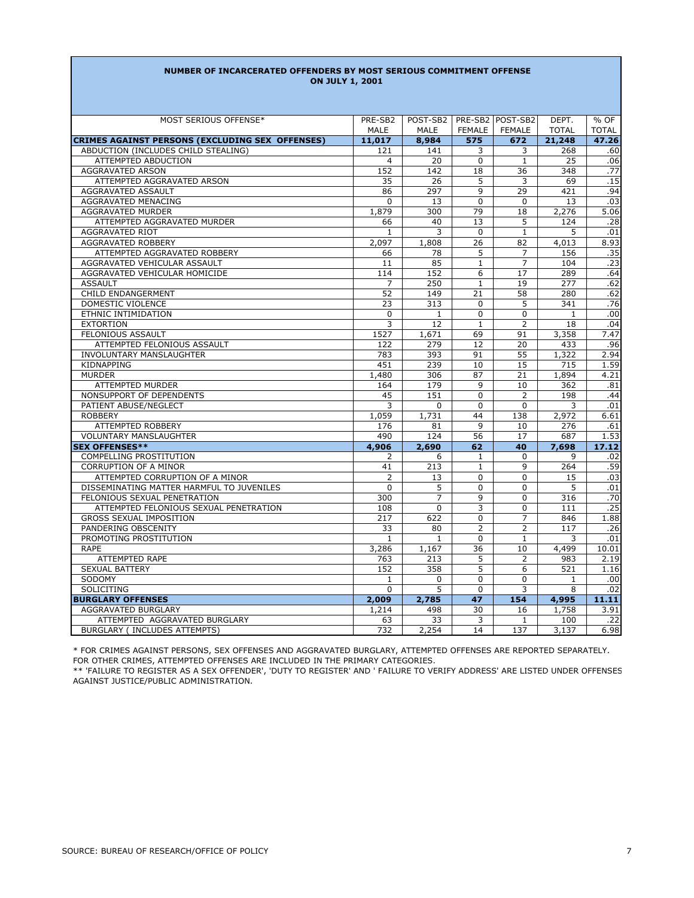## NUMBER OF INCARCERATED OFFENDERS BY MOST SERIOUS COMMITMENT OFFENSE ON JULY 1, 2001

| MOST SERIOUS OFFENSE* | PRE-SB2 MALE | POST-SB2 MALE | PRE-SB2 FEMALE | POST-SB2 FEMALE | DEPT. TOTAL | % OF TOTAL |
|---|---|---|---|---|---|---|
| **CRIMES AGAINST PERSONS (EXCLUDING SEX OFFENSES)** | **11,017** | **8,984** | **575** | **672** | **21,248** | **47.26** |
| ABDUCTION (INCLUDES CHILD STEALING) | 121 | 141 | 3 | 3 | 268 | .60 |
| ATTEMPTED ABDUCTION | 4 | 20 | 0 | 1 | 25 | .06 |
| AGGRAVATED ARSON | 152 | 142 | 18 | 36 | 348 | .77 |
| ATTEMPTED AGGRAVATED ARSON | 35 | 26 | 5 | 3 | 69 | .15 |
| AGGRAVATED ASSAULT | 86 | 297 | 9 | 29 | 421 | .94 |
| AGGRAVATED MENACING | 0 | 13 | 0 | 0 | 13 | .03 |
| AGGRAVATED MURDER | 1,879 | 300 | 79 | 18 | 2,276 | 5.06 |
| ATTEMPTED AGGRAVATED MURDER | 66 | 40 | 13 | 5 | 124 | .28 |
| AGGRAVATED RIOT | 1 | 3 | 0 | 1 | 5 | .01 |
| AGGRAVATED ROBBERY | 2,097 | 1,808 | 26 | 82 | 4,013 | 8.93 |
| ATTEMPTED AGGRAVATED ROBBERY | 66 | 78 | 5 | 7 | 156 | .35 |
| AGGRAVATED VEHICULAR ASSAULT | 11 | 85 | 1 | 7 | 104 | .23 |
| AGGRAVATED VEHICULAR HOMICIDE | 114 | 152 | 6 | 17 | 289 | .64 |
| ASSAULT | 7 | 250 | 1 | 19 | 277 | .62 |
| CHILD ENDANGERMENT | 52 | 149 | 21 | 58 | 280 | .62 |
| DOMESTIC VIOLENCE | 23 | 313 | 0 | 5 | 341 | .76 |
| ETHNIC INTIMIDATION | 0 | 1 | 0 | 0 | 1 | .00 |
| EXTORTION | 3 | 12 | 1 | 2 | 18 | .04 |
| FELONIOUS ASSAULT | 1527 | 1,671 | 69 | 91 | 3,358 | 7.47 |
| ATTEMPTED FELONIOUS ASSAULT | 122 | 279 | 12 | 20 | 433 | .96 |
| INVOLUNTARY MANSLAUGHTER | 783 | 393 | 91 | 55 | 1,322 | 2.94 |
| KIDNAPPING | 451 | 239 | 10 | 15 | 715 | 1.59 |
| MURDER | 1,480 | 306 | 87 | 21 | 1,894 | 4.21 |
| ATTEMPTED MURDER | 164 | 179 | 9 | 10 | 362 | .81 |
| NONSUPPORT OF DEPENDENTS | 45 | 151 | 0 | 2 | 198 | .44 |
| PATIENT ABUSE/NEGLECT | 3 | 0 | 0 | 0 | 3 | .01 |
| ROBBERY | 1,059 | 1,731 | 44 | 138 | 2,972 | 6.61 |
| ATTEMPTED ROBBERY | 176 | 81 | 9 | 10 | 276 | .61 |
| VOLUNTARY MANSLAUGHTER | 490 | 124 | 56 | 17 | 687 | 1.53 |
| **SEX OFFENSES**** | **4,906** | **2,690** | **62** | **40** | **7,698** | **17.12** |
| COMPELLING PROSTITUTION | 2 | 6 | 1 | 0 | 9 | .02 |
| CORRUPTION OF A MINOR | 41 | 213 | 1 | 9 | 264 | .59 |
| ATTEMPTED CORRUPTION OF A MINOR | 2 | 13 | 0 | 0 | 15 | .03 |
| DISSEMINATING MATTER HARMFUL TO JUVENILES | 0 | 5 | 0 | 0 | 5 | .01 |
| FELONIOUS SEXUAL PENETRATION | 300 | 7 | 9 | 0 | 316 | .70 |
| ATTEMPTED FELONIOUS SEXUAL PENETRATION | 108 | 0 | 3 | 0 | 111 | .25 |
| GROSS SEXUAL IMPOSITION | 217 | 622 | 0 | 7 | 846 | 1.88 |
| PANDERING OBSCENITY | 33 | 80 | 2 | 2 | 117 | .26 |
| PROMOTING PROSTITUTION | 1 | 1 | 0 | 1 | 3 | .01 |
| RAPE | 3,286 | 1,167 | 36 | 10 | 4,499 | 10.01 |
| ATTEMPTED RAPE | 763 | 213 | 5 | 2 | 983 | 2.19 |
| SEXUAL BATTERY | 152 | 358 | 5 | 6 | 521 | 1.16 |
| SODOMY | 1 | 0 | 0 | 0 | 1 | .00 |
| SOLICITING | 0 | 5 | 0 | 3 | 8 | .02 |
| **BURGLARY OFFENSES** | **2,009** | **2,785** | **47** | **154** | **4,995** | **11.11** |
| AGGRAVATED BURGLARY | 1,214 | 498 | 30 | 16 | 1,758 | 3.91 |
| ATTEMPTED AGGRAVATED BURGLARY | 63 | 33 | 3 | 1 | 100 | .22 |
| BURGLARY ( INCLUDES ATTEMPTS) | 732 | 2,254 | 14 | 137 | 3,137 | 6.98 |

* FOR CRIMES AGAINST PERSONS, SEX OFFENSES AND AGGRAVATED BURGLARY, ATTEMPTED OFFENSES ARE REPORTED SEPARATELY. FOR OTHER CRIMES, ATTEMPTED OFFENSES ARE INCLUDED IN THE PRIMARY CATEGORIES.

** 'FAILURE TO REGISTER AS A SEX OFFENDER', 'DUTY TO REGISTER' AND ' FAILURE TO VERIFY ADDRESS' ARE LISTED UNDER OFFENSES AGAINST JUSTICE/PUBLIC ADMINISTRATION.

SOURCE: BUREAU OF RESEARCH/OFFICE OF POLICY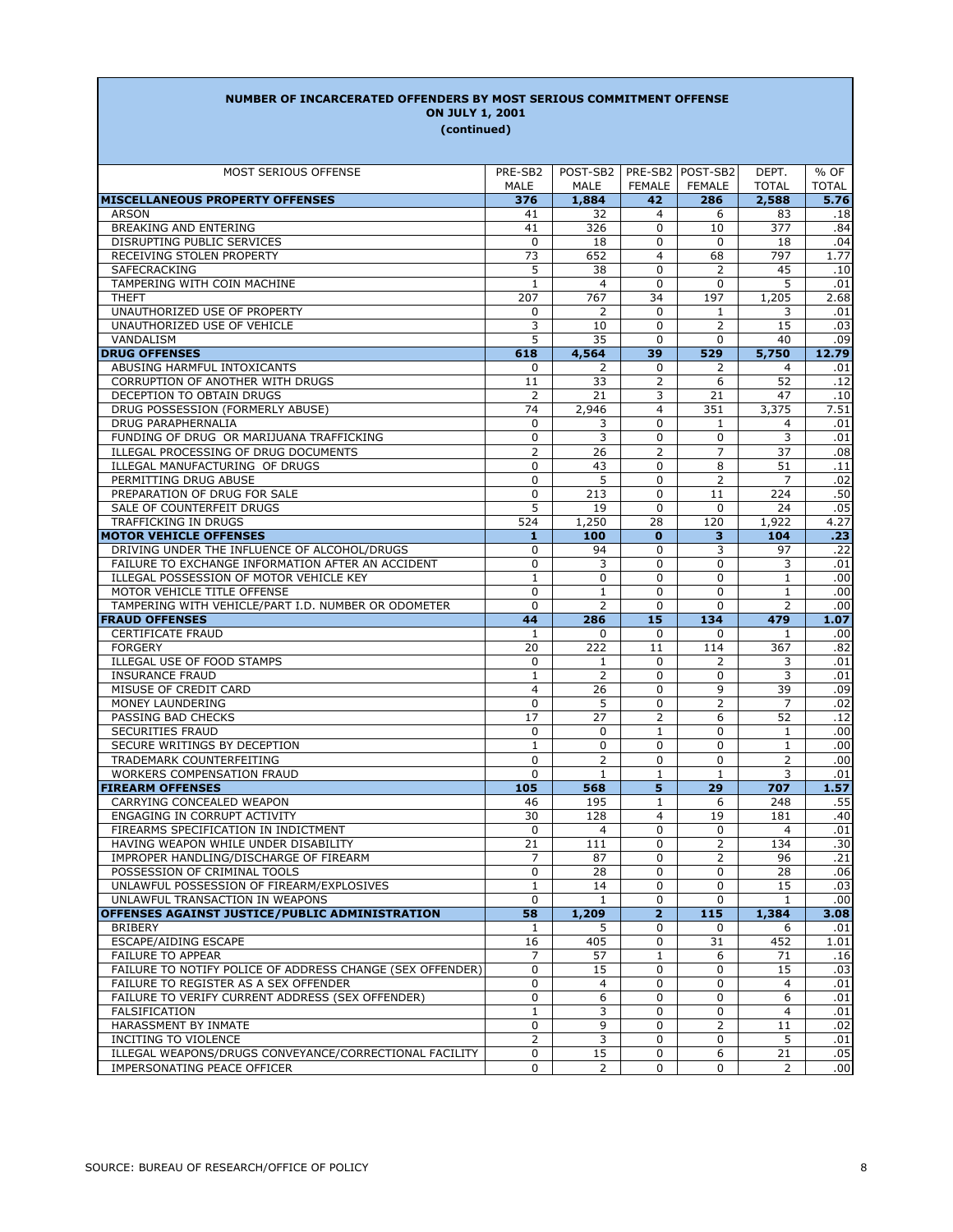**NUMBER OF INCARCERATED OFFENDERS BY MOST SERIOUS COMMITMENT OFFENSE**
**ON JULY 1, 2001**
**(continued)**

| MOST SERIOUS OFFENSE | PRE-SB2 MALE | POST-SB2 MALE | PRE-SB2 FEMALE | POST-SB2 FEMALE | DEPT. TOTAL | % OF TOTAL |
|---|---|---|---|---|---|---|
| **MISCELLANEOUS PROPERTY OFFENSES** | **376** | **1,884** | **42** | **286** | **2,588** | **5.76** |
| ARSON | 41 | 32 | 4 | 6 | 83 | .18 |
| BREAKING AND ENTERING | 41 | 326 | 0 | 10 | 377 | .84 |
| DISRUPTING PUBLIC SERVICES | 0 | 18 | 0 | 0 | 18 | .04 |
| RECEIVING STOLEN PROPERTY | 73 | 652 | 4 | 68 | 797 | 1.77 |
| SAFECRACKING | 5 | 38 | 0 | 2 | 45 | .10 |
| TAMPERING WITH COIN MACHINE | 1 | 4 | 0 | 0 | 5 | .01 |
| THEFT | 207 | 767 | 34 | 197 | 1,205 | 2.68 |
| UNAUTHORIZED USE OF PROPERTY | 0 | 2 | 0 | 1 | 3 | .01 |
| UNAUTHORIZED USE OF VEHICLE | 3 | 10 | 0 | 2 | 15 | .03 |
| VANDALISM | 5 | 35 | 0 | 0 | 40 | .09 |
| **DRUG OFFENSES** | **618** | **4,564** | **39** | **529** | **5,750** | **12.79** |
| ABUSING HARMFUL INTOXICANTS | 0 | 2 | 0 | 2 | 4 | .01 |
| CORRUPTION OF ANOTHER WITH DRUGS | 11 | 33 | 2 | 6 | 52 | .12 |
| DECEPTION TO OBTAIN DRUGS | 2 | 21 | 3 | 21 | 47 | .10 |
| DRUG POSSESSION (FORMERLY ABUSE) | 74 | 2,946 | 4 | 351 | 3,375 | 7.51 |
| DRUG PARAPHERNALIA | 0 | 3 | 0 | 1 | 4 | .01 |
| FUNDING OF DRUG OR MARIJUANA TRAFFICKING | 0 | 3 | 0 | 0 | 3 | .01 |
| ILLEGAL PROCESSING OF DRUG DOCUMENTS | 2 | 26 | 2 | 7 | 37 | .08 |
| ILLEGAL MANUFACTURING OF DRUGS | 0 | 43 | 0 | 8 | 51 | .11 |
| PERMITTING DRUG ABUSE | 0 | 5 | 0 | 2 | 7 | .02 |
| PREPARATION OF DRUG FOR SALE | 0 | 213 | 0 | 11 | 224 | .50 |
| SALE OF COUNTERFEIT DRUGS | 5 | 19 | 0 | 0 | 24 | .05 |
| TRAFFICKING IN DRUGS | 524 | 1,250 | 28 | 120 | 1,922 | 4.27 |
| **MOTOR VEHICLE OFFENSES** | **1** | **100** | **0** | **3** | **104** | **.23** |
| DRIVING UNDER THE INFLUENCE OF ALCOHOL/DRUGS | 0 | 94 | 0 | 3 | 97 | .22 |
| FAILURE TO EXCHANGE INFORMATION AFTER AN ACCIDENT | 0 | 3 | 0 | 0 | 3 | .01 |
| ILLEGAL POSSESSION OF MOTOR VEHICLE KEY | 1 | 0 | 0 | 0 | 1 | .00 |
| MOTOR VEHICLE TITLE OFFENSE | 0 | 1 | 0 | 0 | 1 | .00 |
| TAMPERING WITH VEHICLE/PART I.D. NUMBER OR ODOMETER | 0 | 2 | 0 | 0 | 2 | .00 |
| **FRAUD OFFENSES** | **44** | **286** | **15** | **134** | **479** | **1.07** |
| CERTIFICATE FRAUD | 1 | 0 | 0 | 0 | 1 | .00 |
| FORGERY | 20 | 222 | 11 | 114 | 367 | .82 |
| ILLEGAL USE OF FOOD STAMPS | 0 | 1 | 0 | 2 | 3 | .01 |
| INSURANCE FRAUD | 1 | 2 | 0 | 0 | 3 | .01 |
| MISUSE OF CREDIT CARD | 4 | 26 | 0 | 9 | 39 | .09 |
| MONEY LAUNDERING | 0 | 5 | 0 | 2 | 7 | .02 |
| PASSING BAD CHECKS | 17 | 27 | 2 | 6 | 52 | .12 |
| SECURITIES FRAUD | 0 | 0 | 1 | 0 | 1 | .00 |
| SECURE WRITINGS BY DECEPTION | 1 | 0 | 0 | 0 | 1 | .00 |
| TRADEMARK COUNTERFEITING | 0 | 2 | 0 | 0 | 2 | .00 |
| WORKERS COMPENSATION FRAUD | 0 | 1 | 1 | 1 | 3 | .01 |
| **FIREARM OFFENSES** | **105** | **568** | **5** | **29** | **707** | **1.57** |
| CARRYING CONCEALED WEAPON | 46 | 195 | 1 | 6 | 248 | .55 |
| ENGAGING IN CORRUPT ACTIVITY | 30 | 128 | 4 | 19 | 181 | .40 |
| FIREARMS SPECIFICATION IN INDICTMENT | 0 | 4 | 0 | 0 | 4 | .01 |
| HAVING WEAPON WHILE UNDER DISABILITY | 21 | 111 | 0 | 2 | 134 | .30 |
| IMPROPER HANDLING/DISCHARGE OF FIREARM | 7 | 87 | 0 | 2 | 96 | .21 |
| POSSESSION OF CRIMINAL TOOLS | 0 | 28 | 0 | 0 | 28 | .06 |
| UNLAWFUL POSSESSION OF FIREARM/EXPLOSIVES | 1 | 14 | 0 | 0 | 15 | .03 |
| UNLAWFUL TRANSACTION IN WEAPONS | 0 | 1 | 0 | 0 | 1 | .00 |
| **OFFENSES AGAINST JUSTICE/PUBLIC ADMINISTRATION** | **58** | **1,209** | **2** | **115** | **1,384** | **3.08** |
| BRIBERY | 1 | 5 | 0 | 0 | 6 | .01 |
| ESCAPE/AIDING ESCAPE | 16 | 405 | 0 | 31 | 452 | 1.01 |
| FAILURE TO APPEAR | 7 | 57 | 1 | 6 | 71 | .16 |
| FAILURE TO NOTIFY POLICE OF ADDRESS CHANGE (SEX OFFENDER) | 0 | 15 | 0 | 0 | 15 | .03 |
| FAILURE TO REGISTER AS A SEX OFFENDER | 0 | 4 | 0 | 0 | 4 | .01 |
| FAILURE TO VERIFY CURRENT ADDRESS (SEX OFFENDER) | 0 | 6 | 0 | 0 | 6 | .01 |
| FALSIFICATION | 1 | 3 | 0 | 0 | 4 | .01 |
| HARASSMENT BY INMATE | 0 | 9 | 0 | 2 | 11 | .02 |
| INCITING TO VIOLENCE | 2 | 3 | 0 | 0 | 5 | .01 |
| ILLEGAL WEAPONS/DRUGS CONVEYANCE/CORRECTIONAL FACILITY | 0 | 15 | 0 | 6 | 21 | .05 |
| IMPERSONATING PEACE OFFICER | 0 | 2 | 0 | 0 | 2 | .00 |

SOURCE: BUREAU OF RESEARCH/OFFICE OF POLICY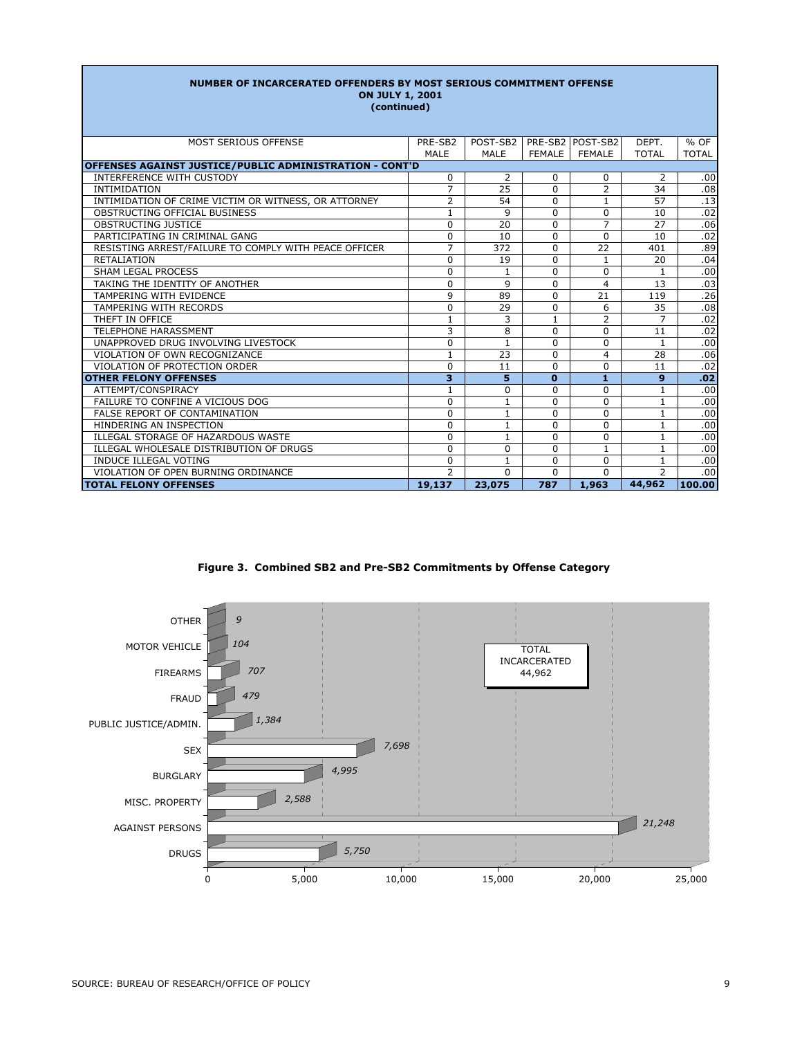**NUMBER OF INCARCERATED OFFENDERS BY MOST SERIOUS COMMITMENT OFFENSE ON JULY 1, 2001 (continued)**

| MOST SERIOUS OFFENSE | PRE-SB2 MALE | POST-SB2 MALE | PRE-SB2 FEMALE | POST-SB2 FEMALE | DEPT. TOTAL | % OF TOTAL |
|---|---|---|---|---|---|---|
| **OFFENSES AGAINST JUSTICE/PUBLIC ADMINISTRATION - CONT'D** | | | | | | |
| INTERFERENCE WITH CUSTODY | 0 | 2 | 0 | 0 | 2 | .00 |
| INTIMIDATION | 7 | 25 | 0 | 2 | 34 | .08 |
| INTIMIDATION OF CRIME VICTIM OR WITNESS, OR ATTORNEY | 2 | 54 | 0 | 1 | 57 | .13 |
| OBSTRUCTING OFFICIAL BUSINESS | 1 | 9 | 0 | 0 | 10 | .02 |
| OBSTRUCTING JUSTICE | 0 | 20 | 0 | 7 | 27 | .06 |
| PARTICIPATING IN CRIMINAL GANG | 0 | 10 | 0 | 0 | 10 | .02 |
| RESISTING ARREST/FAILURE TO COMPLY WITH PEACE OFFICER | 7 | 372 | 0 | 22 | 401 | .89 |
| RETALIATION | 0 | 19 | 0 | 1 | 20 | .04 |
| SHAM LEGAL PROCESS | 0 | 1 | 0 | 0 | 1 | .00 |
| TAKING THE IDENTITY OF ANOTHER | 0 | 9 | 0 | 4 | 13 | .03 |
| TAMPERING WITH EVIDENCE | 9 | 89 | 0 | 21 | 119 | .26 |
| TAMPERING WITH RECORDS | 0 | 29 | 0 | 6 | 35 | .08 |
| THEFT IN OFFICE | 1 | 3 | 1 | 2 | 7 | .02 |
| TELEPHONE HARASSMENT | 3 | 8 | 0 | 0 | 11 | .02 |
| UNAPPROVED DRUG INVOLVING LIVESTOCK | 0 | 1 | 0 | 0 | 1 | .00 |
| VIOLATION OF OWN RECOGNIZANCE | 1 | 23 | 0 | 4 | 28 | .06 |
| VIOLATION OF PROTECTION ORDER | 0 | 11 | 0 | 0 | 11 | .02 |
| **OTHER FELONY OFFENSES** | **3** | **5** | **0** | **1** | **9** | **.02** |
| ATTEMPT/CONSPIRACY | 1 | 0 | 0 | 0 | 1 | .00 |
| FAILURE TO CONFINE A VICIOUS DOG | 0 | 1 | 0 | 0 | 1 | .00 |
| FALSE REPORT OF CONTAMINATION | 0 | 1 | 0 | 0 | 1 | .00 |
| HINDERING AN INSPECTION | 0 | 1 | 0 | 0 | 1 | .00 |
| ILLEGAL STORAGE OF HAZARDOUS WASTE | 0 | 1 | 0 | 0 | 1 | .00 |
| ILLEGAL WHOLESALE DISTRIBUTION OF DRUGS | 0 | 0 | 0 | 1 | 1 | .00 |
| INDUCE ILLEGAL VOTING | 0 | 1 | 0 | 0 | 1 | .00 |
| VIOLATION OF OPEN BURNING ORDINANCE | 2 | 0 | 0 | 0 | 2 | .00 |
| **TOTAL FELONY OFFENSES** | **19,137** | **23,075** | **787** | **1,963** | **44,962** | **100.00** |

**Figure 3. Combined SB2 and Pre-SB2 Commitments by Offense Category**

OTHER 9
MOTOR VEHICLE 104
FIREARMS 707
FRAUD 479
PUBLIC JUSTICE/ADMIN. 1,384
SEX 7,698
BURGLARY 4,995
MISC. PROPERTY 2,588
AGAINST PERSONS 21,248
DRUGS 5,750

TOTAL INCARCERATED 44,962

0 5,000 10,000 15,000 20,000 25,000

SOURCE: BUREAU OF RESEARCH/OFFICE OF POLICY